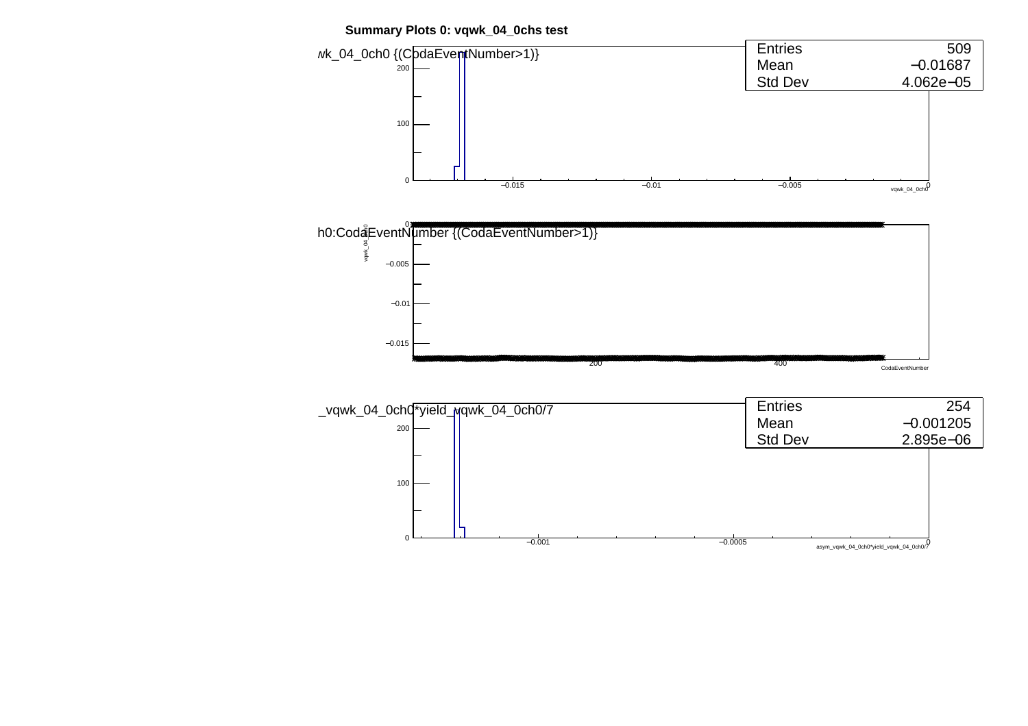**Summary Plots 0: vqwk_04_0chs test**

wk_04_0ch0 {(CodaEventNumber>1)}

| Entries | 509 |
| --- | --- |
| Mean | −0.01687 |
| Std Dev | 4.062e−05 |

200

100

0

−0.015 −0.01 −0.005 0

vqwk_04_0ch0

h0:CodaEventNumber {(CodaEventNumber>1)}

vqwk_04_0ch0

0

−0.005

−0.01

−0.015

200 400

CodaEventNumber

_vqwk_04_0ch0*yield_vqwk_04_0ch0/7

| Entries | 254 |
| --- | --- |
| Mean | −0.001205 |
| Std Dev | 2.895e−06 |

200

100

0

−0.001 −0.0005 0

asym_vqwk_04_0ch0*yield_vqwk_04_0ch0/7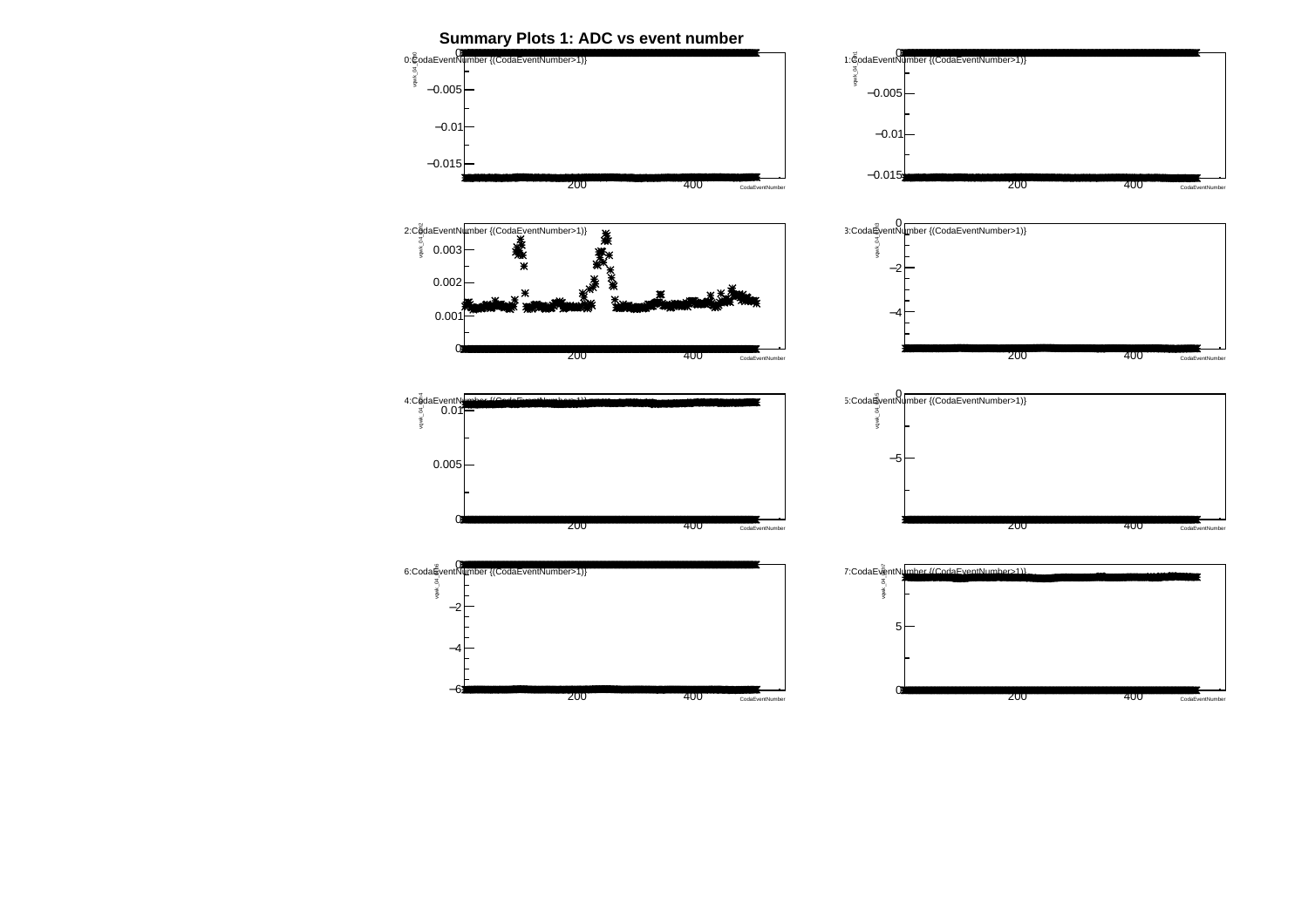# Summary Plots 1: ADC vs event number

0:CodaEventNumber {(CodaEventNumber>1)}

1:CodaEventNumber {(CodaEventNumber>1)}

2:CodaEventNumber {(CodaEventNumber>1)}

3:CodaEventNumber {(CodaEventNumber>1)}

4:CodaEventNumber {(CodaEventNumber>1)}

5:CodaEventNumber {(CodaEventNumber>1)}

6:CodaEventNumber {(CodaEventNumber>1)}

7:CodaEventNumber {(CodaEventNumber>1)}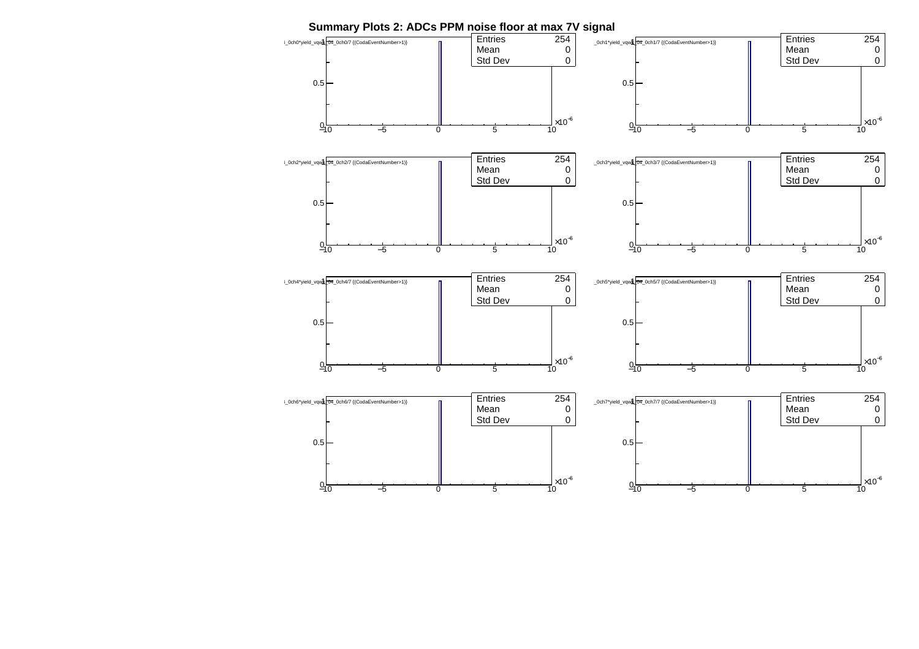# Summary Plots 2: ADCs PPM noise floor at max 7V signal

i_0ch0*yield_vqwk_04_0ch0/7 {(CodaEventNumber>1)}

| Entries | 254 |
| --- | --- |
| Mean | 0 |
| Std Dev | 0 |

_0ch1*yield_vqwk_04_0ch1/7 {(CodaEventNumber>1)}

| Entries | 254 |
| --- | --- |
| Mean | 0 |
| Std Dev | 0 |

i_0ch2*yield_vqwk_04_0ch2/7 {(CodaEventNumber>1)}

| Entries | 254 |
| --- | --- |
| Mean | 0 |
| Std Dev | 0 |

_0ch3*yield_vqwk_04_0ch3/7 {(CodaEventNumber>1)}

| Entries | 254 |
| --- | --- |
| Mean | 0 |
| Std Dev | 0 |

i_0ch4*yield_vqwk_04_0ch4/7 {(CodaEventNumber>1)}

| Entries | 254 |
| --- | --- |
| Mean | 0 |
| Std Dev | 0 |

_0ch5*yield_vqwk_04_0ch5/7 {(CodaEventNumber>1)}

| Entries | 254 |
| --- | --- |
| Mean | 0 |
| Std Dev | 0 |

i_0ch6*yield_vqwk_04_0ch6/7 {(CodaEventNumber>1)}

| Entries | 254 |
| --- | --- |
| Mean | 0 |
| Std Dev | 0 |

_0ch7*yield_vqwk_04_0ch7/7 {(CodaEventNumber>1)}

| Entries | 254 |
| --- | --- |
| Mean | 0 |
| Std Dev | 0 |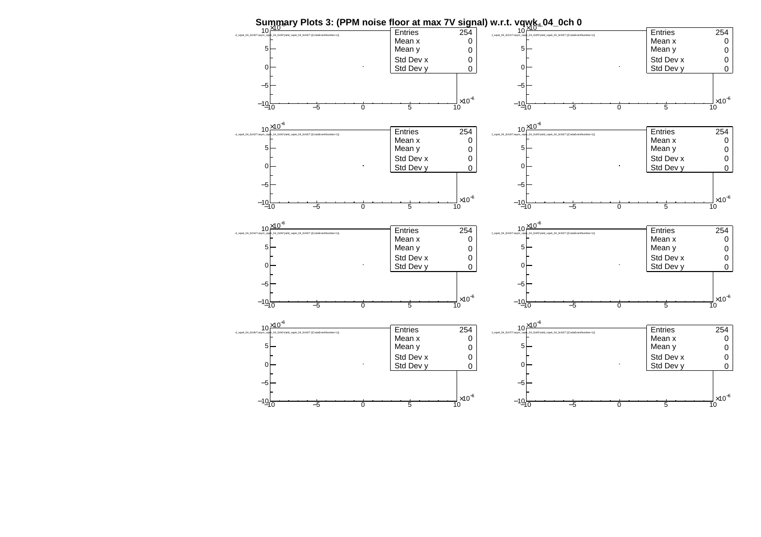# Summary Plots 3: (PPM noise floor at max 7V signal) w.r.t. vqwk_04_0ch 0

d_vqwk_04_0ch0/7:asym_vqwk_04_0ch0*yield_vqwk_04_0ch0/7 {(CodaEventNumber>1)}

Entries 254
Mean x 0
Mean y 0
Std Dev x 0
Std Dev y 0

$\times 10^{-6}$
10
5
0
−5
−10
−10 −5 0 5 10
$\times 10^{-6}$

d_vqwk_04_0ch1/7:asym_vqwk_04_0ch0*yield_vqwk_04_0ch0/7 {(CodaEventNumber>1)}

Entries 254
Mean x 0
Mean y 0
Std Dev x 0
Std Dev y 0

$\times 10^{-6}$
10
5
0
−5
−10
−10 −5 0 5 10
$\times 10^{-6}$

d_vqwk_04_0ch2/7:asym_vqwk_04_0ch0*yield_vqwk_04_0ch0/7 {(CodaEventNumber>1)}

Entries 254
Mean x 0
Mean y 0
Std Dev x 0
Std Dev y 0

$\times 10^{-6}$
10
5
0
−5
−10
−10 −5 0 5 10
$\times 10^{-6}$

d_vqwk_04_0ch3/7:asym_vqwk_04_0ch0*yield_vqwk_04_0ch0/7 {(CodaEventNumber>1)}

Entries 254
Mean x 0
Mean y 0
Std Dev x 0
Std Dev y 0

$\times 10^{-6}$
10
5
0
−5
−10
−10 −5 0 5 10
$\times 10^{-6}$

d_vqwk_04_0ch4/7:asym_vqwk_04_0ch0*yield_vqwk_04_0ch0/7 {(CodaEventNumber>1)}

Entries 254
Mean x 0
Mean y 0
Std Dev x 0
Std Dev y 0

$\times 10^{-6}$
10
5
0
−5
−10
−10 −5 0 5 10
$\times 10^{-6}$

d_vqwk_04_0ch5/7:asym_vqwk_04_0ch0*yield_vqwk_04_0ch0/7 {(CodaEventNumber>1)}

Entries 254
Mean x 0
Mean y 0
Std Dev x 0
Std Dev y 0

$\times 10^{-6}$
10
5
0
−5
−10
−10 −5 0 5 10
$\times 10^{-6}$

d_vqwk_04_0ch6/7:asym_vqwk_04_0ch0*yield_vqwk_04_0ch0/7 {(CodaEventNumber>1)}

Entries 254
Mean x 0
Mean y 0
Std Dev x 0
Std Dev y 0

$\times 10^{-6}$
10
5
0
−5
−10
−10 −5 0 5 10
$\times 10^{-6}$

d_vqwk_04_0ch7/7:asym_vqwk_04_0ch0*yield_vqwk_04_0ch0/7 {(CodaEventNumber>1)}

Entries 254
Mean x 0
Mean y 0
Std Dev x 0
Std Dev y 0

$\times 10^{-6}$
10
5
0
−5
−10
−10 −5 0 5 10
$\times 10^{-6}$